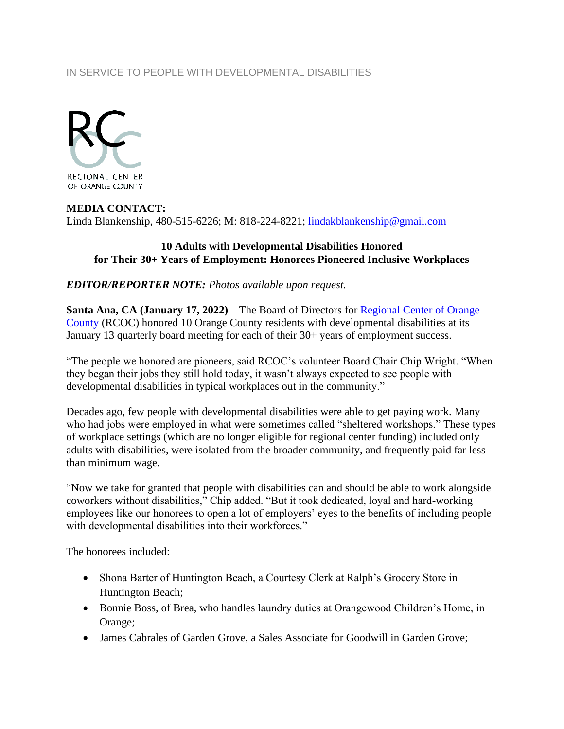IN SERVICE TO PEOPLE WITH DEVELOPMENTAL DISABILITIES

REGIONAL CENTER OF ORANGE COUNTY

**MEDIA CONTACT:**
Linda Blankenship, 480-515-6226; M: 818-224-8221; [lindakblankenship@gmail.com](mailto:lindakblankenship@gmail.com)

**10 Adults with Developmental Disabilities Honored for Their 30+ Years of Employment: Honorees Pioneered Inclusive Workplaces**

***EDITOR/REPORTER NOTE:** Photos available upon request.*

**Santa Ana, CA (January 17, 2022)** – The Board of Directors for [Regional Center of Orange County](#) (RCOC) honored 10 Orange County residents with developmental disabilities at its January 13 quarterly board meeting for each of their 30+ years of employment success.

"The people we honored are pioneers, said RCOC's volunteer Board Chair Chip Wright. "When they began their jobs they still hold today, it wasn't always expected to see people with developmental disabilities in typical workplaces out in the community."

Decades ago, few people with developmental disabilities were able to get paying work. Many who had jobs were employed in what were sometimes called "sheltered workshops." These types of workplace settings (which are no longer eligible for regional center funding) included only adults with disabilities, were isolated from the broader community, and frequently paid far less than minimum wage.

"Now we take for granted that people with disabilities can and should be able to work alongside coworkers without disabilities," Chip added. "But it took dedicated, loyal and hard-working employees like our honorees to open a lot of employers' eyes to the benefits of including people with developmental disabilities into their workforces."

The honorees included:

- Shona Barter of Huntington Beach, a Courtesy Clerk at Ralph's Grocery Store in Huntington Beach;
- Bonnie Boss, of Brea, who handles laundry duties at Orangewood Children's Home, in Orange;
- James Cabrales of Garden Grove, a Sales Associate for Goodwill in Garden Grove;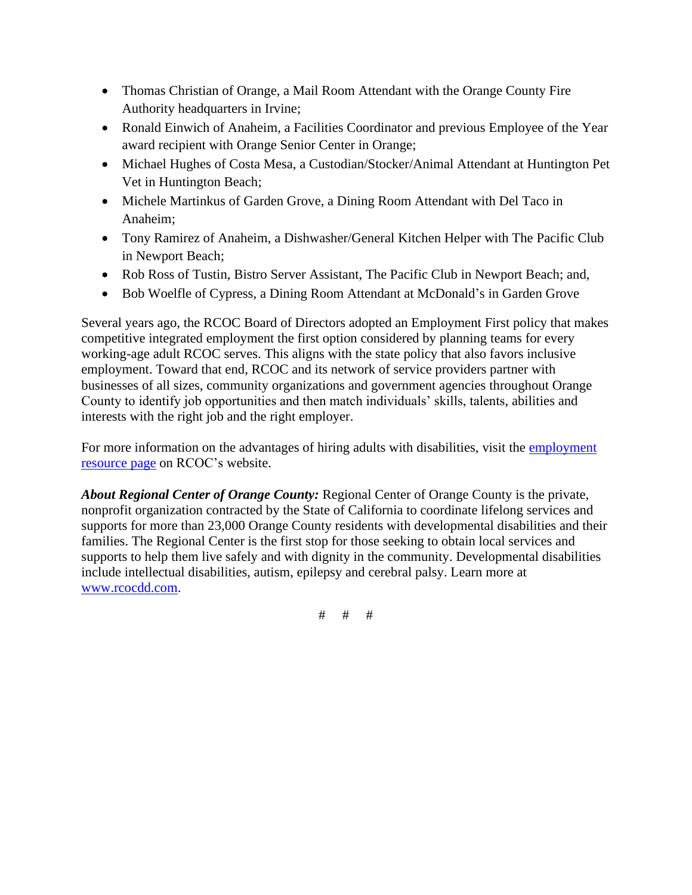- Thomas Christian of Orange, a Mail Room Attendant with the Orange County Fire Authority headquarters in Irvine;
- Ronald Einwich of Anaheim, a Facilities Coordinator and previous Employee of the Year award recipient with Orange Senior Center in Orange;
- Michael Hughes of Costa Mesa, a Custodian/Stocker/Animal Attendant at Huntington Pet Vet in Huntington Beach;
- Michele Martinkus of Garden Grove, a Dining Room Attendant with Del Taco in Anaheim;
- Tony Ramirez of Anaheim, a Dishwasher/General Kitchen Helper with The Pacific Club in Newport Beach;
- Rob Ross of Tustin, Bistro Server Assistant, The Pacific Club in Newport Beach; and,
- Bob Woelfle of Cypress, a Dining Room Attendant at McDonald's in Garden Grove

Several years ago, the RCOC Board of Directors adopted an Employment First policy that makes competitive integrated employment the first option considered by planning teams for every working-age adult RCOC serves. This aligns with the state policy that also favors inclusive employment. Toward that end, RCOC and its network of service providers partner with businesses of all sizes, community organizations and government agencies throughout Orange County to identify job opportunities and then match individuals' skills, talents, abilities and interests with the right job and the right employer.

For more information on the advantages of hiring adults with disabilities, visit the employment resource page on RCOC's website.

***About Regional Center of Orange County:*** Regional Center of Orange County is the private, nonprofit organization contracted by the State of California to coordinate lifelong services and supports for more than 23,000 Orange County residents with developmental disabilities and their families. The Regional Center is the first stop for those seeking to obtain local services and supports to help them live safely and with dignity in the community. Developmental disabilities include intellectual disabilities, autism, epilepsy and cerebral palsy. Learn more at www.rcocdd.com.

# # #